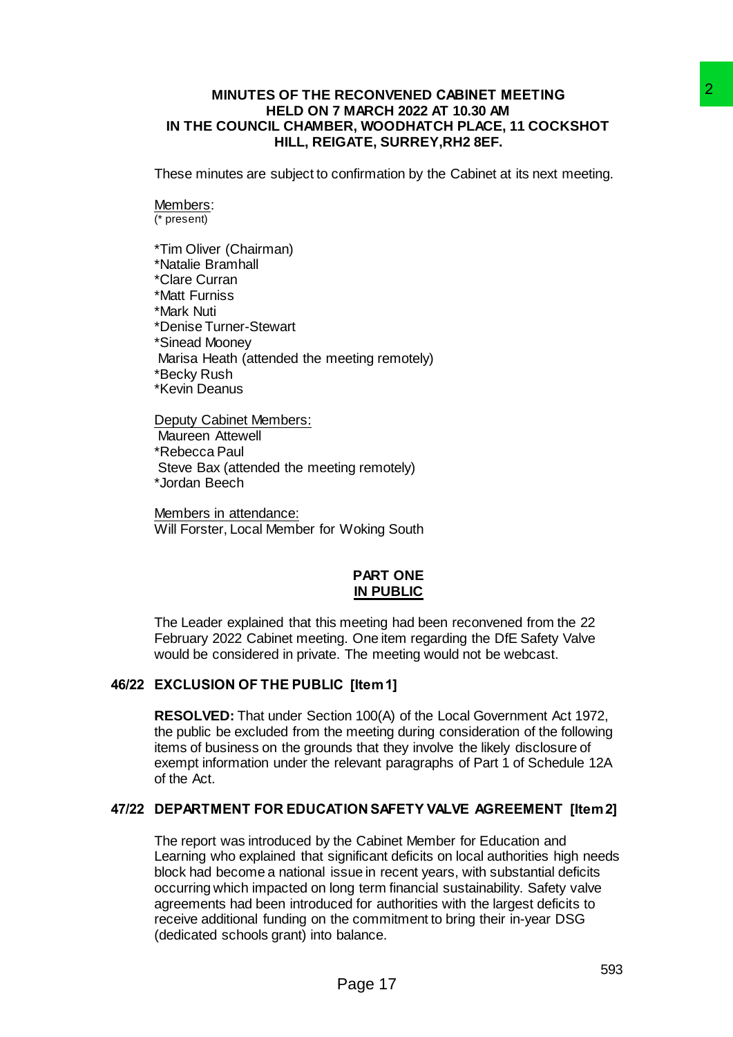**MINUTES OF THE RECONVENED CABINET MEETING HELD ON 7 MARCH 2022 AT 10.30 AM IN THE COUNCIL CHAMBER, WOODHATCH PLACE, 11 COCKSHOT HILL, REIGATE, SURREY,RH2 8EF.**

These minutes are subject to confirmation by the Cabinet at its next meeting.

Members:
(* present)

*Tim Oliver (Chairman)
*Natalie Bramhall
*Clare Curran
*Matt Furniss
*Mark Nuti
*Denise Turner-Stewart
*Sinead Mooney
Marisa Heath (attended the meeting remotely)
*Becky Rush
*Kevin Deanus

Deputy Cabinet Members:
Maureen Attewell
*Rebecca Paul
Steve Bax (attended the meeting remotely)
*Jordan Beech

Members in attendance:
Will Forster, Local Member for Woking South

**PART ONE**
**IN PUBLIC**

The Leader explained that this meeting had been reconvened from the 22 February 2022 Cabinet meeting. One item regarding the DfE Safety Valve would be considered in private. The meeting would not be webcast.

## 46/22 EXCLUSION OF THE PUBLIC [Item 1]

**RESOLVED:** That under Section 100(A) of the Local Government Act 1972, the public be excluded from the meeting during consideration of the following items of business on the grounds that they involve the likely disclosure of exempt information under the relevant paragraphs of Part 1 of Schedule 12A of the Act.

## 47/22 DEPARTMENT FOR EDUCATION SAFETY VALVE AGREEMENT [Item 2]

The report was introduced by the Cabinet Member for Education and Learning who explained that significant deficits on local authorities high needs block had become a national issue in recent years, with substantial deficits occurring which impacted on long term financial sustainability. Safety valve agreements had been introduced for authorities with the largest deficits to receive additional funding on the commitment to bring their in-year DSG (dedicated schools grant) into balance.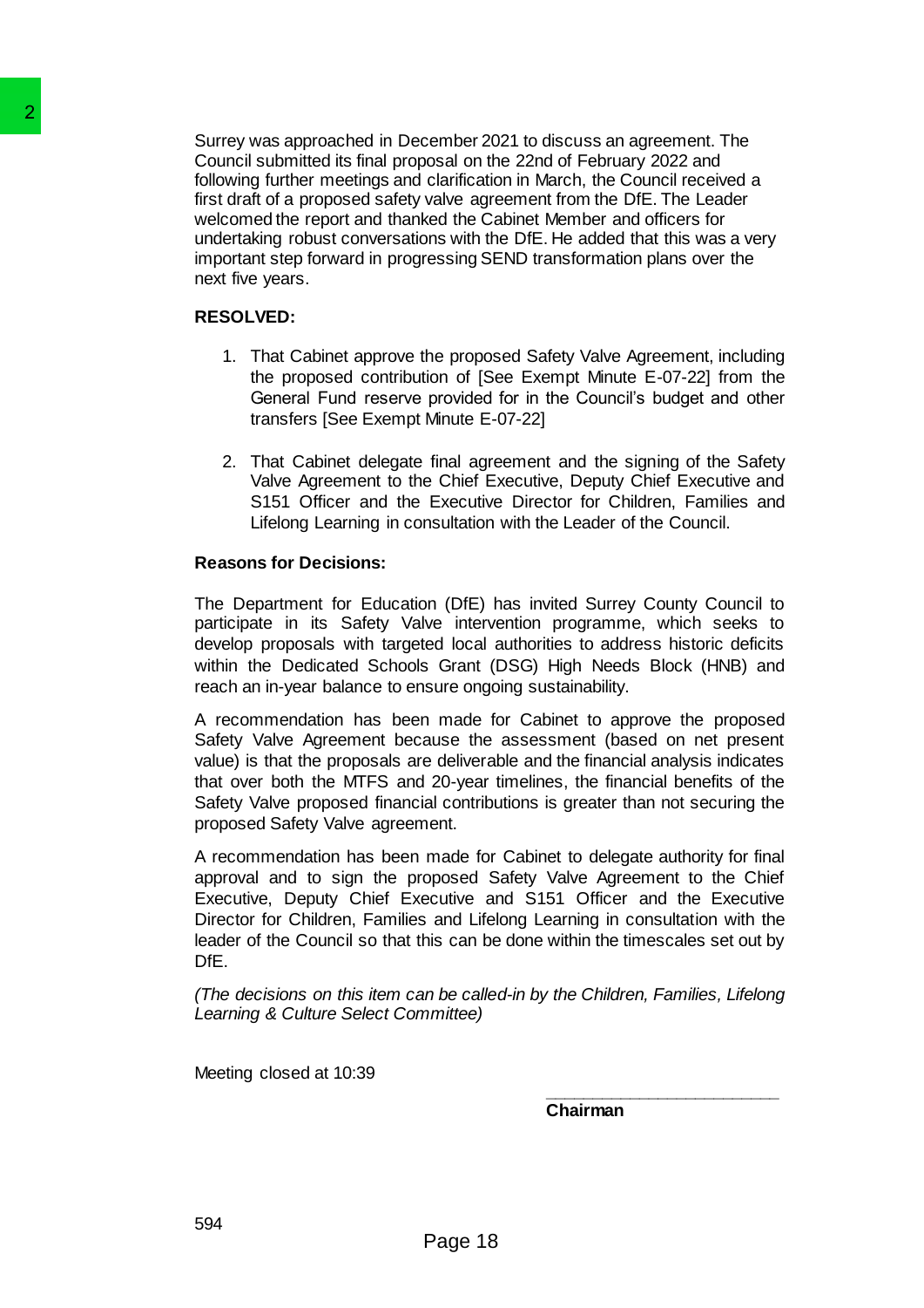Surrey was approached in December 2021 to discuss an agreement. The Council submitted its final proposal on the 22nd of February 2022 and following further meetings and clarification in March, the Council received a first draft of a proposed safety valve agreement from the DfE. The Leader welcomed the report and thanked the Cabinet Member and officers for undertaking robust conversations with the DfE. He added that this was a very important step forward in progressing SEND transformation plans over the next five years.

**RESOLVED:**

1. That Cabinet approve the proposed Safety Valve Agreement, including the proposed contribution of [See Exempt Minute E-07-22] from the General Fund reserve provided for in the Council's budget and other transfers [See Exempt Minute E-07-22]

2. That Cabinet delegate final agreement and the signing of the Safety Valve Agreement to the Chief Executive, Deputy Chief Executive and S151 Officer and the Executive Director for Children, Families and Lifelong Learning in consultation with the Leader of the Council.

**Reasons for Decisions:**

The Department for Education (DfE) has invited Surrey County Council to participate in its Safety Valve intervention programme, which seeks to develop proposals with targeted local authorities to address historic deficits within the Dedicated Schools Grant (DSG) High Needs Block (HNB) and reach an in-year balance to ensure ongoing sustainability.

A recommendation has been made for Cabinet to approve the proposed Safety Valve Agreement because the assessment (based on net present value) is that the proposals are deliverable and the financial analysis indicates that over both the MTFS and 20-year timelines, the financial benefits of the Safety Valve proposed financial contributions is greater than not securing the proposed Safety Valve agreement.

A recommendation has been made for Cabinet to delegate authority for final approval and to sign the proposed Safety Valve Agreement to the Chief Executive, Deputy Chief Executive and S151 Officer and the Executive Director for Children, Families and Lifelong Learning in consultation with the leader of the Council so that this can be done within the timescales set out by DfE.

*(The decisions on this item can be called-in by the Children, Families, Lifelong Learning & Culture Select Committee)*

Meeting closed at 10:39

\_\_\_\_\_\_\_\_\_\_\_\_\_\_\_\_\_\_\_\_\_\_\_\_\_

**Chairman**